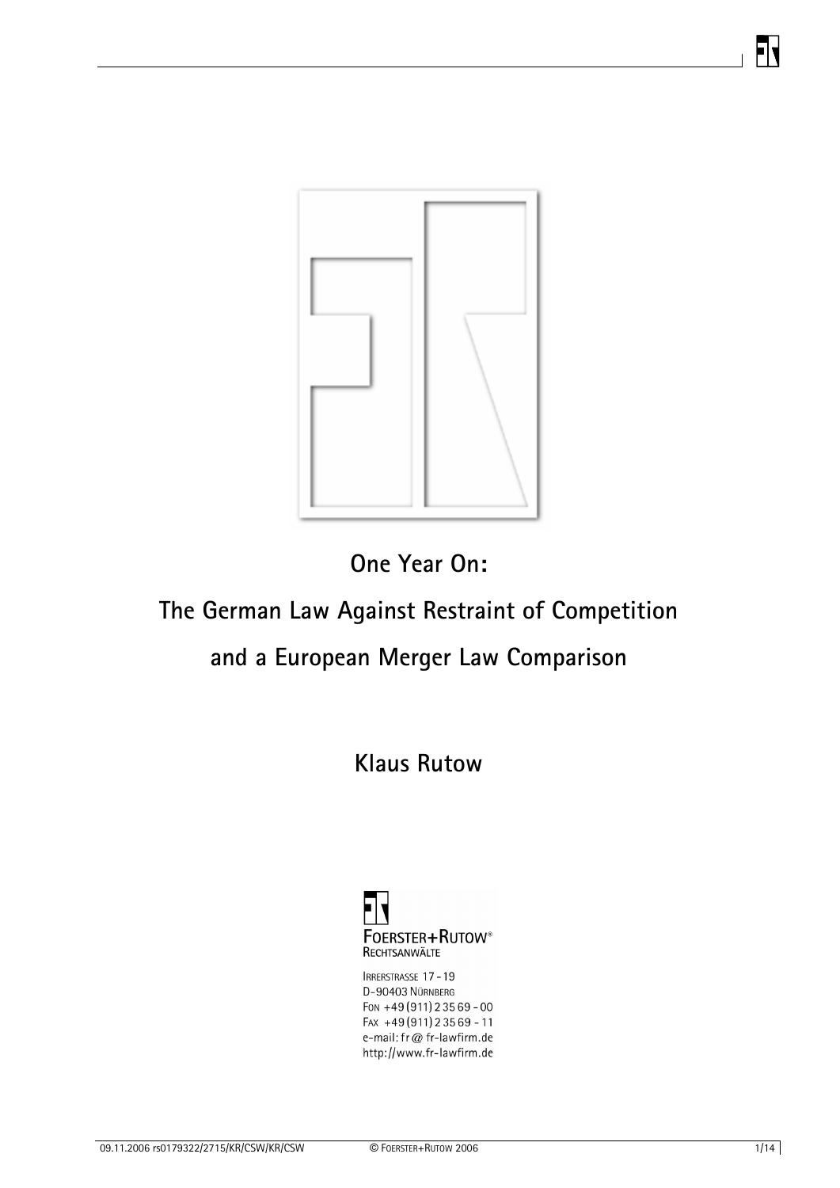# One Year On:

# The German Law Against Restraint of Competition

# and a European Merger Law Comparison

**Klaus Rutow**

FOERSTER+RUTOW®
RECHTSANWÄLTE

IRRERSTRASSE 17 - 19
D-90403 NÜRNBERG
FON +49 (911) 2 35 69 - 00
FAX +49 (911) 2 35 69 - 11
e-mail: fr@fr-lawfirm.de
http://www.fr-lawfirm.de

09.11.2006 rs0179322/2715/KR/CSW/KR/CSW © FOERSTER+RUTOW 2006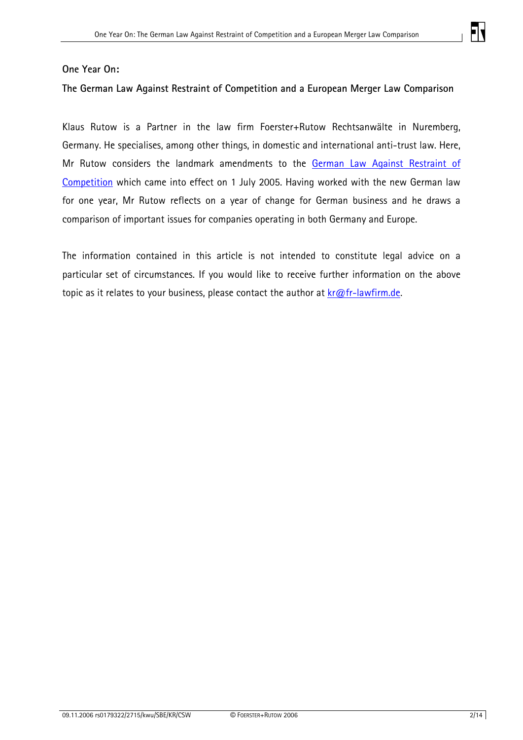**One Year On:**

**The German Law Against Restraint of Competition and a European Merger Law Comparison**

Klaus Rutow is a Partner in the law firm Foerster+Rutow Rechtsanwälte in Nuremberg, Germany. He specialises, among other things, in domestic and international anti-trust law. Here, Mr Rutow considers the landmark amendments to the German Law Against Restraint of Competition which came into effect on 1 July 2005. Having worked with the new German law for one year, Mr Rutow reflects on a year of change for German business and he draws a comparison of important issues for companies operating in both Germany and Europe.

The information contained in this article is not intended to constitute legal advice on a particular set of circumstances. If you would like to receive further information on the above topic as it relates to your business, please contact the author at kr@fr-lawfirm.de.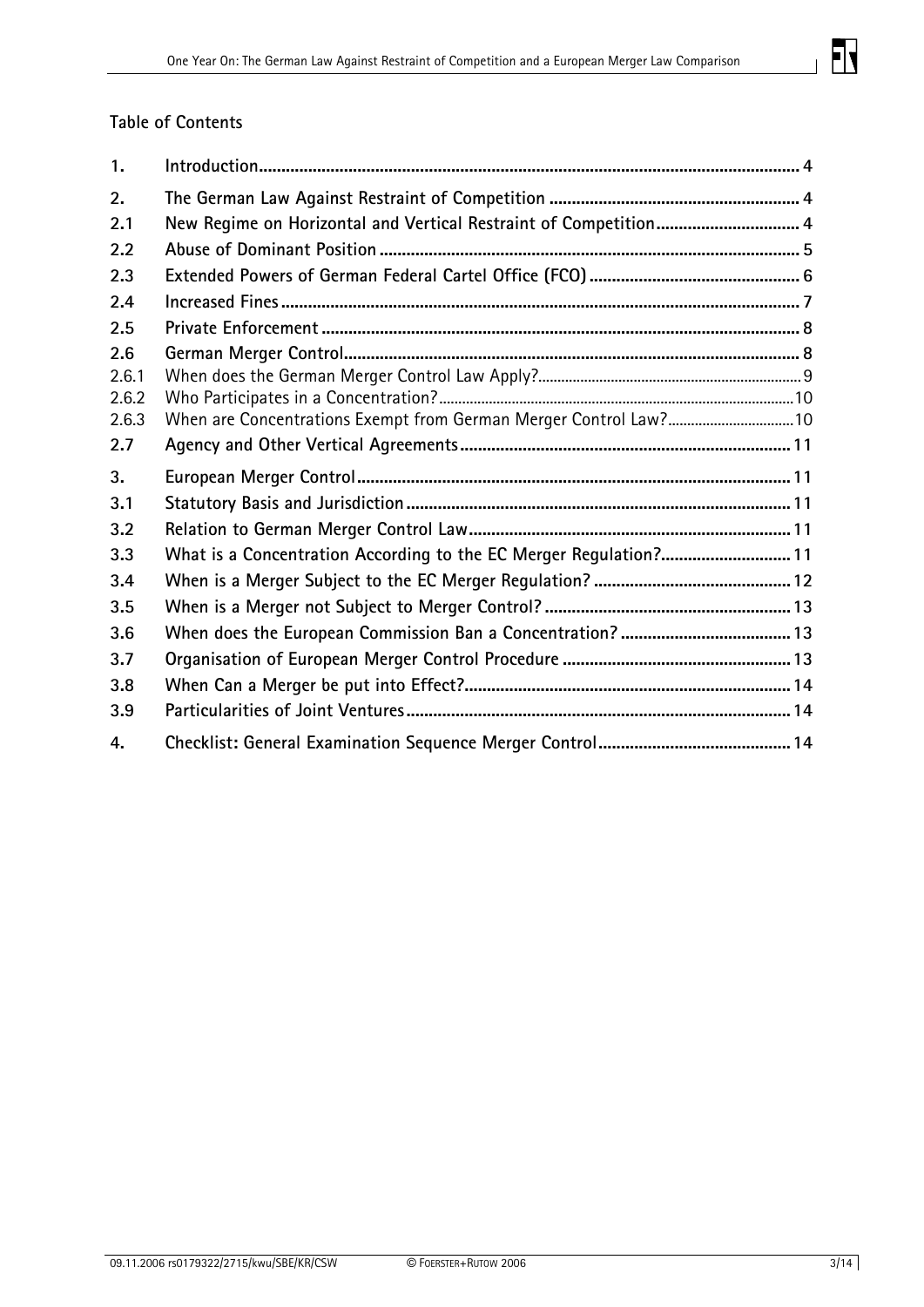## Table of Contents

| | | |
|---|---|---|
| **1.** | **Introduction** | **4** |
| **2.** | **The German Law Against Restraint of Competition** | **4** |
| **2.1** | **New Regime on Horizontal and Vertical Restraint of Competition** | **4** |
| **2.2** | **Abuse of Dominant Position** | **5** |
| **2.3** | **Extended Powers of German Federal Cartel Office (FCO)** | **6** |
| **2.4** | **Increased Fines** | **7** |
| **2.5** | **Private Enforcement** | **8** |
| **2.6** | **German Merger Control** | **8** |
| 2.6.1 | When does the German Merger Control Law Apply? | 9 |
| 2.6.2 | Who Participates in a Concentration? | 10 |
| 2.6.3 | When are Concentrations Exempt from German Merger Control Law? | 10 |
| **2.7** | **Agency and Other Vertical Agreements** | **11** |
| **3.** | **European Merger Control** | **11** |
| **3.1** | **Statutory Basis and Jurisdiction** | **11** |
| **3.2** | **Relation to German Merger Control Law** | **11** |
| **3.3** | **What is a Concentration According to the EC Merger Regulation?** | **11** |
| **3.4** | **When is a Merger Subject to the EC Merger Regulation?** | **12** |
| **3.5** | **When is a Merger not Subject to Merger Control?** | **13** |
| **3.6** | **When does the European Commission Ban a Concentration?** | **13** |
| **3.7** | **Organisation of European Merger Control Procedure** | **13** |
| **3.8** | **When Can a Merger be put into Effect?** | **14** |
| **3.9** | **Particularities of Joint Ventures** | **14** |
| **4.** | **Checklist: General Examination Sequence Merger Control** | **14** |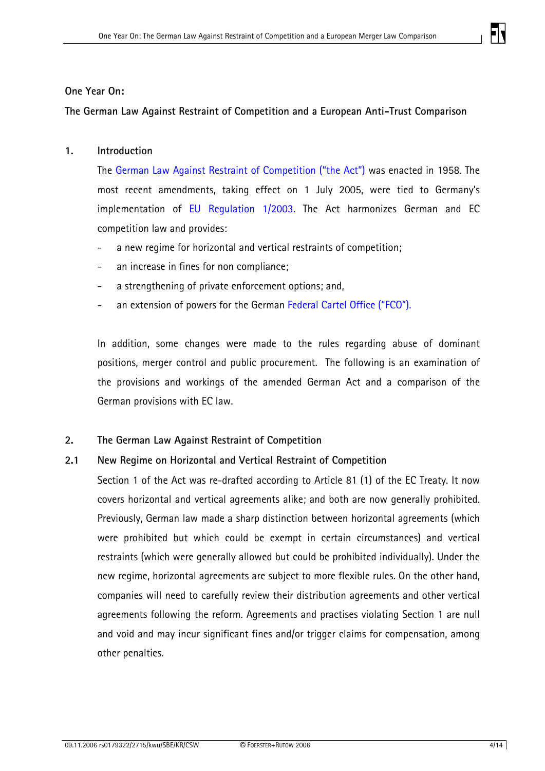**One Year On:**

**The German Law Against Restraint of Competition and a European Anti-Trust Comparison**

## 1. Introduction

The German Law Against Restraint of Competition ("the Act") was enacted in 1958. The most recent amendments, taking effect on 1 July 2005, were tied to Germany's implementation of EU Regulation 1/2003. The Act harmonizes German and EC competition law and provides:

- a new regime for horizontal and vertical restraints of competition;
- an increase in fines for non compliance;
- a strengthening of private enforcement options; and,
- an extension of powers for the German Federal Cartel Office ("FCO").

In addition, some changes were made to the rules regarding abuse of dominant positions, merger control and public procurement. The following is an examination of the provisions and workings of the amended German Act and a comparison of the German provisions with EC law.

## 2. The German Law Against Restraint of Competition

### 2.1 New Regime on Horizontal and Vertical Restraint of Competition

Section 1 of the Act was re-drafted according to Article 81 (1) of the EC Treaty. It now covers horizontal and vertical agreements alike; and both are now generally prohibited. Previously, German law made a sharp distinction between horizontal agreements (which were prohibited but which could be exempt in certain circumstances) and vertical restraints (which were generally allowed but could be prohibited individually). Under the new regime, horizontal agreements are subject to more flexible rules. On the other hand, companies will need to carefully review their distribution agreements and other vertical agreements following the reform. Agreements and practises violating Section 1 are null and void and may incur significant fines and/or trigger claims for compensation, among other penalties.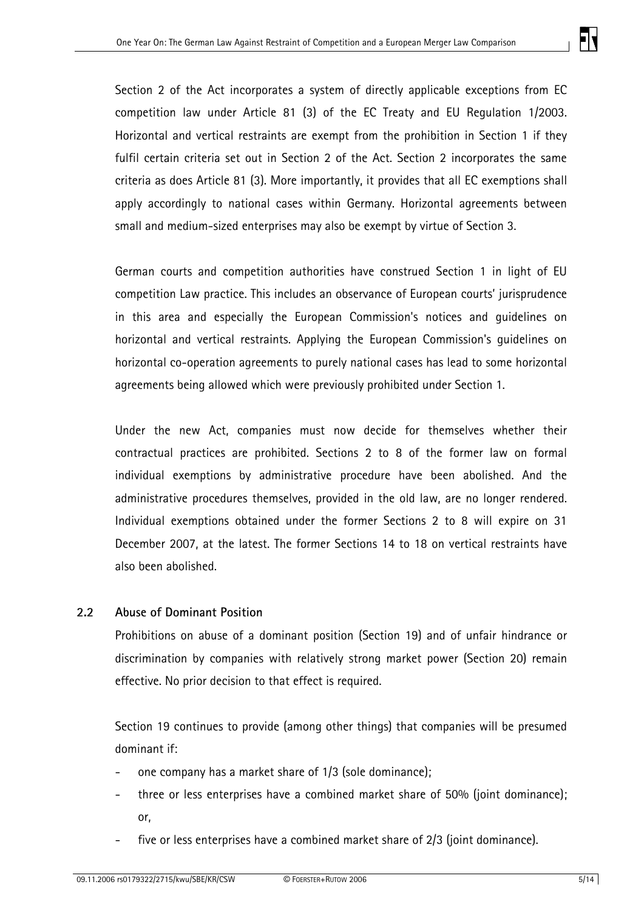Section 2 of the Act incorporates a system of directly applicable exceptions from EC competition law under Article 81 (3) of the EC Treaty and EU Regulation 1/2003. Horizontal and vertical restraints are exempt from the prohibition in Section 1 if they fulfil certain criteria set out in Section 2 of the Act. Section 2 incorporates the same criteria as does Article 81 (3). More importantly, it provides that all EC exemptions shall apply accordingly to national cases within Germany. Horizontal agreements between small and medium-sized enterprises may also be exempt by virtue of Section 3.

German courts and competition authorities have construed Section 1 in light of EU competition Law practice. This includes an observance of European courts' jurisprudence in this area and especially the European Commission's notices and guidelines on horizontal and vertical restraints. Applying the European Commission's guidelines on horizontal co-operation agreements to purely national cases has lead to some horizontal agreements being allowed which were previously prohibited under Section 1.

Under the new Act, companies must now decide for themselves whether their contractual practices are prohibited. Sections 2 to 8 of the former law on formal individual exemptions by administrative procedure have been abolished. And the administrative procedures themselves, provided in the old law, are no longer rendered. Individual exemptions obtained under the former Sections 2 to 8 will expire on 31 December 2007, at the latest. The former Sections 14 to 18 on vertical restraints have also been abolished.

## 2.2 Abuse of Dominant Position

Prohibitions on abuse of a dominant position (Section 19) and of unfair hindrance or discrimination by companies with relatively strong market power (Section 20) remain effective. No prior decision to that effect is required.

Section 19 continues to provide (among other things) that companies will be presumed dominant if:

- one company has a market share of 1/3 (sole dominance);
- three or less enterprises have a combined market share of 50% (joint dominance); or,
- five or less enterprises have a combined market share of 2/3 (joint dominance).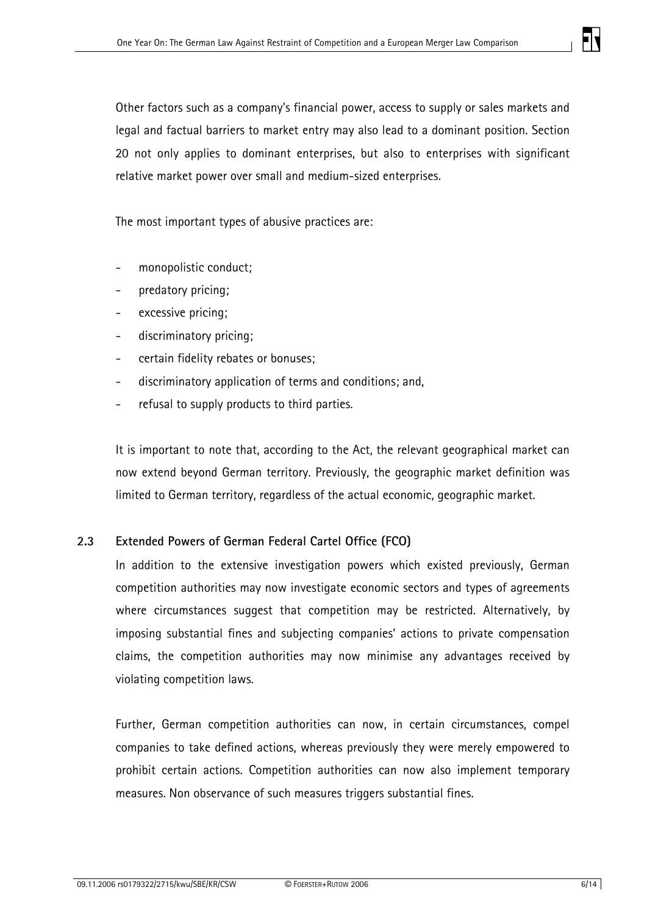Other factors such as a company's financial power, access to supply or sales markets and legal and factual barriers to market entry may also lead to a dominant position. Section 20 not only applies to dominant enterprises, but also to enterprises with significant relative market power over small and medium-sized enterprises.

The most important types of abusive practices are:

- monopolistic conduct;
- predatory pricing;
- excessive pricing;
- discriminatory pricing;
- certain fidelity rebates or bonuses;
- discriminatory application of terms and conditions; and,
- refusal to supply products to third parties.

It is important to note that, according to the Act, the relevant geographical market can now extend beyond German territory. Previously, the geographic market definition was limited to German territory, regardless of the actual economic, geographic market.

### 2.3 Extended Powers of German Federal Cartel Office (FCO)

In addition to the extensive investigation powers which existed previously, German competition authorities may now investigate economic sectors and types of agreements where circumstances suggest that competition may be restricted. Alternatively, by imposing substantial fines and subjecting companies' actions to private compensation claims, the competition authorities may now minimise any advantages received by violating competition laws.

Further, German competition authorities can now, in certain circumstances, compel companies to take defined actions, whereas previously they were merely empowered to prohibit certain actions. Competition authorities can now also implement temporary measures. Non observance of such measures triggers substantial fines.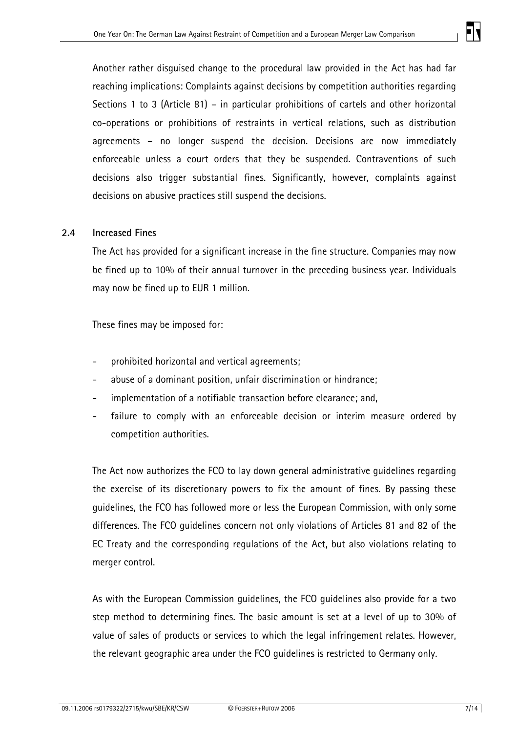Another rather disguised change to the procedural law provided in the Act has had far reaching implications: Complaints against decisions by competition authorities regarding Sections 1 to 3 (Article 81) – in particular prohibitions of cartels and other horizontal co-operations or prohibitions of restraints in vertical relations, such as distribution agreements – no longer suspend the decision. Decisions are now immediately enforceable unless a court orders that they be suspended. Contraventions of such decisions also trigger substantial fines. Significantly, however, complaints against decisions on abusive practices still suspend the decisions.

### 2.4 Increased Fines

The Act has provided for a significant increase in the fine structure. Companies may now be fined up to 10% of their annual turnover in the preceding business year. Individuals may now be fined up to EUR 1 million.

These fines may be imposed for:

- prohibited horizontal and vertical agreements;
- abuse of a dominant position, unfair discrimination or hindrance;
- implementation of a notifiable transaction before clearance; and,
- failure to comply with an enforceable decision or interim measure ordered by competition authorities.

The Act now authorizes the FCO to lay down general administrative guidelines regarding the exercise of its discretionary powers to fix the amount of fines. By passing these guidelines, the FCO has followed more or less the European Commission, with only some differences. The FCO guidelines concern not only violations of Articles 81 and 82 of the EC Treaty and the corresponding regulations of the Act, but also violations relating to merger control.

As with the European Commission guidelines, the FCO guidelines also provide for a two step method to determining fines. The basic amount is set at a level of up to 30% of value of sales of products or services to which the legal infringement relates. However, the relevant geographic area under the FCO guidelines is restricted to Germany only.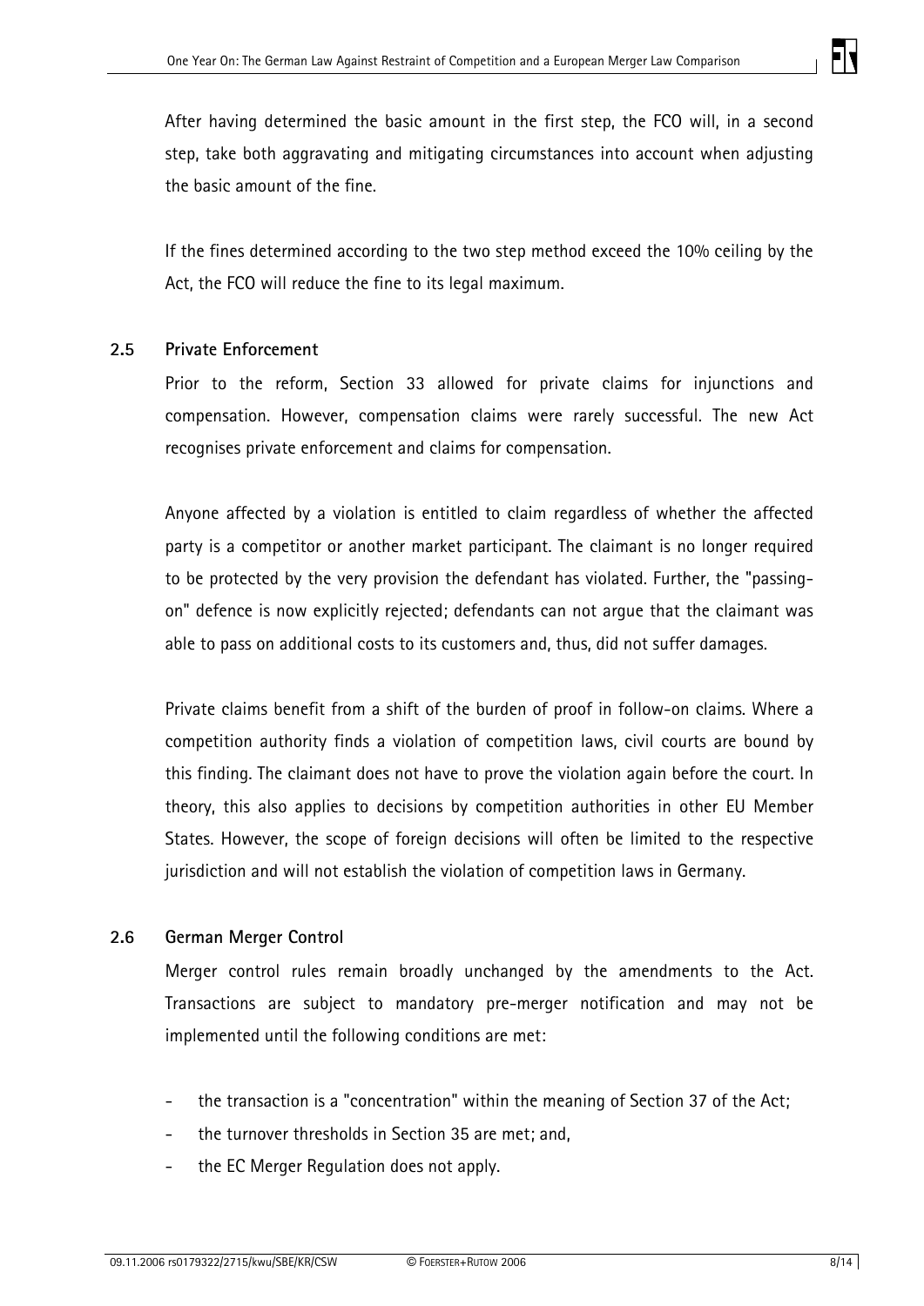After having determined the basic amount in the first step, the FCO will, in a second step, take both aggravating and mitigating circumstances into account when adjusting the basic amount of the fine.

If the fines determined according to the two step method exceed the 10% ceiling by the Act, the FCO will reduce the fine to its legal maximum.

### 2.5 Private Enforcement

Prior to the reform, Section 33 allowed for private claims for injunctions and compensation. However, compensation claims were rarely successful. The new Act recognises private enforcement and claims for compensation.

Anyone affected by a violation is entitled to claim regardless of whether the affected party is a competitor or another market participant. The claimant is no longer required to be protected by the very provision the defendant has violated. Further, the "passing-on" defence is now explicitly rejected; defendants can not argue that the claimant was able to pass on additional costs to its customers and, thus, did not suffer damages.

Private claims benefit from a shift of the burden of proof in follow-on claims. Where a competition authority finds a violation of competition laws, civil courts are bound by this finding. The claimant does not have to prove the violation again before the court. In theory, this also applies to decisions by competition authorities in other EU Member States. However, the scope of foreign decisions will often be limited to the respective jurisdiction and will not establish the violation of competition laws in Germany.

### 2.6 German Merger Control

Merger control rules remain broadly unchanged by the amendments to the Act. Transactions are subject to mandatory pre-merger notification and may not be implemented until the following conditions are met:

- the transaction is a "concentration" within the meaning of Section 37 of the Act;
- the turnover thresholds in Section 35 are met; and,
- the EC Merger Regulation does not apply.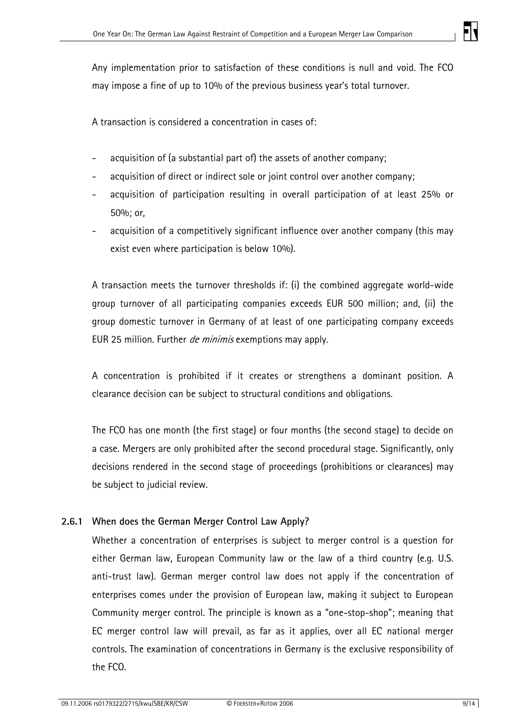Any implementation prior to satisfaction of these conditions is null and void. The FCO may impose a fine of up to 10% of the previous business year's total turnover.

A transaction is considered a concentration in cases of:

- acquisition of (a substantial part of) the assets of another company;
- acquisition of direct or indirect sole or joint control over another company;
- acquisition of participation resulting in overall participation of at least 25% or 50%; or,
- acquisition of a competitively significant influence over another company (this may exist even where participation is below 10%).

A transaction meets the turnover thresholds if: (i) the combined aggregate world-wide group turnover of all participating companies exceeds EUR 500 million; and, (ii) the group domestic turnover in Germany of at least of one participating company exceeds EUR 25 million. Further *de minimis* exemptions may apply.

A concentration is prohibited if it creates or strengthens a dominant position. A clearance decision can be subject to structural conditions and obligations.

The FCO has one month (the first stage) or four months (the second stage) to decide on a case. Mergers are only prohibited after the second procedural stage. Significantly, only decisions rendered in the second stage of proceedings (prohibitions or clearances) may be subject to judicial review.

### 2.6.1 When does the German Merger Control Law Apply?

Whether a concentration of enterprises is subject to merger control is a question for either German law, European Community law or the law of a third country (e.g. U.S. anti-trust law). German merger control law does not apply if the concentration of enterprises comes under the provision of European law, making it subject to European Community merger control. The principle is known as a "one-stop-shop"; meaning that EC merger control law will prevail, as far as it applies, over all EC national merger controls. The examination of concentrations in Germany is the exclusive responsibility of the FCO.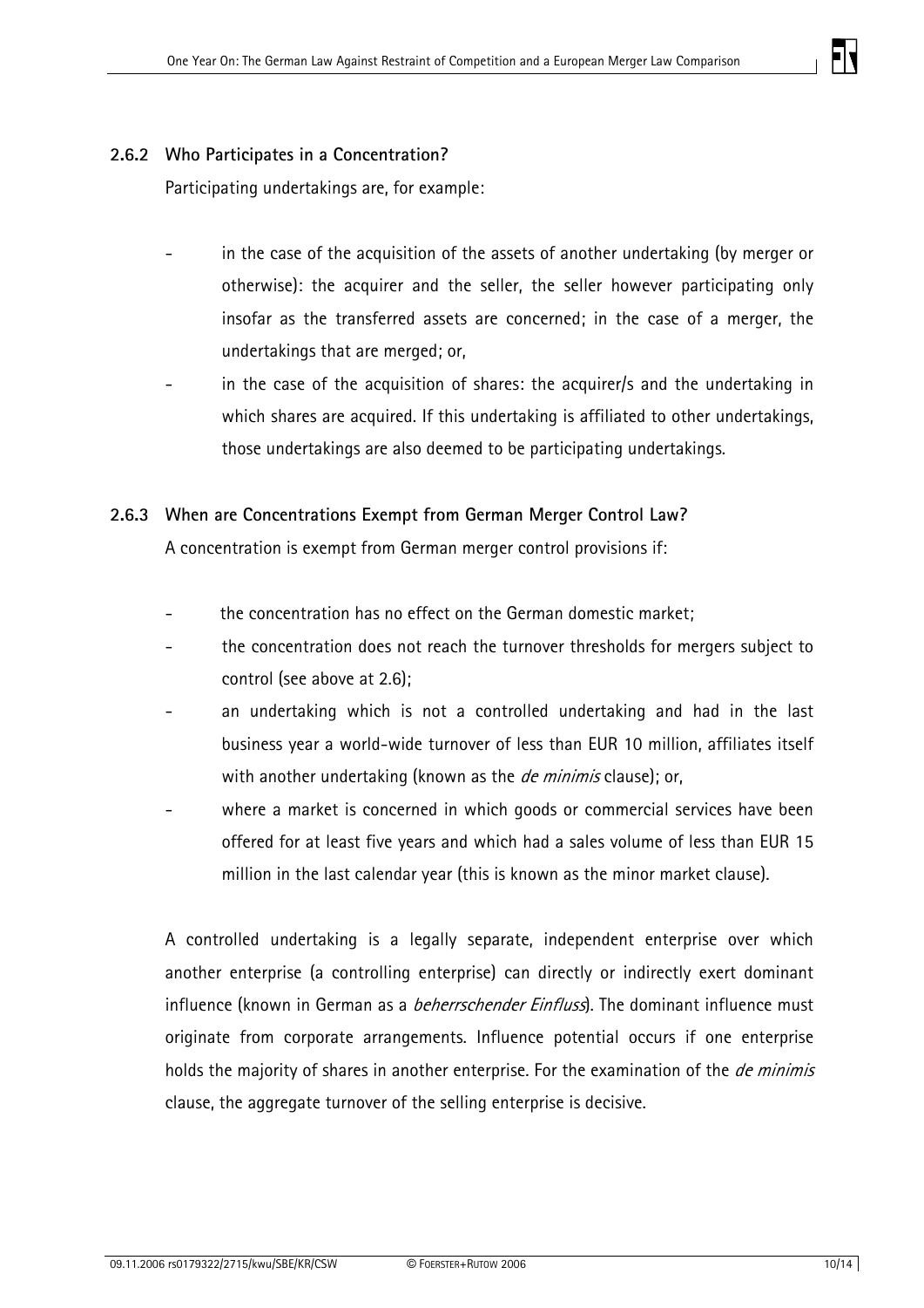### 2.6.2 Who Participates in a Concentration?

Participating undertakings are, for example:

- in the case of the acquisition of the assets of another undertaking (by merger or otherwise): the acquirer and the seller, the seller however participating only insofar as the transferred assets are concerned; in the case of a merger, the undertakings that are merged; or,
- in the case of the acquisition of shares: the acquirer/s and the undertaking in which shares are acquired. If this undertaking is affiliated to other undertakings, those undertakings are also deemed to be participating undertakings.

### 2.6.3 When are Concentrations Exempt from German Merger Control Law?

A concentration is exempt from German merger control provisions if:

- the concentration has no effect on the German domestic market;
- the concentration does not reach the turnover thresholds for mergers subject to control (see above at 2.6);
- an undertaking which is not a controlled undertaking and had in the last business year a world-wide turnover of less than EUR 10 million, affiliates itself with another undertaking (known as the *de minimis* clause); or,
- where a market is concerned in which goods or commercial services have been offered for at least five years and which had a sales volume of less than EUR 15 million in the last calendar year (this is known as the minor market clause).

A controlled undertaking is a legally separate, independent enterprise over which another enterprise (a controlling enterprise) can directly or indirectly exert dominant influence (known in German as a *beherrschender Einfluss*). The dominant influence must originate from corporate arrangements. Influence potential occurs if one enterprise holds the majority of shares in another enterprise. For the examination of the *de minimis* clause, the aggregate turnover of the selling enterprise is decisive.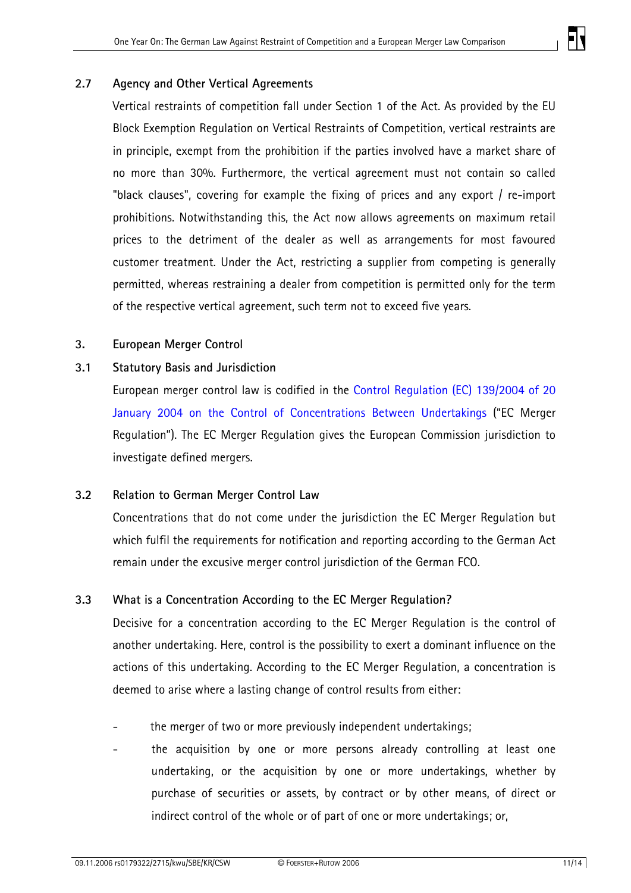## 2.7 Agency and Other Vertical Agreements

Vertical restraints of competition fall under Section 1 of the Act. As provided by the EU Block Exemption Regulation on Vertical Restraints of Competition, vertical restraints are in principle, exempt from the prohibition if the parties involved have a market share of no more than 30%. Furthermore, the vertical agreement must not contain so called "black clauses", covering for example the fixing of prices and any export / re-import prohibitions. Notwithstanding this, the Act now allows agreements on maximum retail prices to the detriment of the dealer as well as arrangements for most favoured customer treatment. Under the Act, restricting a supplier from competing is generally permitted, whereas restraining a dealer from competition is permitted only for the term of the respective vertical agreement, such term not to exceed five years.

# 3. European Merger Control

## 3.1 Statutory Basis and Jurisdiction

European merger control law is codified in the Control Regulation (EC) 139/2004 of 20 January 2004 on the Control of Concentrations Between Undertakings ("EC Merger Regulation"). The EC Merger Regulation gives the European Commission jurisdiction to investigate defined mergers.

## 3.2 Relation to German Merger Control Law

Concentrations that do not come under the jurisdiction the EC Merger Regulation but which fulfil the requirements for notification and reporting according to the German Act remain under the excusive merger control jurisdiction of the German FCO.

## 3.3 What is a Concentration According to the EC Merger Regulation?

Decisive for a concentration according to the EC Merger Regulation is the control of another undertaking. Here, control is the possibility to exert a dominant influence on the actions of this undertaking. According to the EC Merger Regulation, a concentration is deemed to arise where a lasting change of control results from either:

- the merger of two or more previously independent undertakings;
- the acquisition by one or more persons already controlling at least one undertaking, or the acquisition by one or more undertakings, whether by purchase of securities or assets, by contract or by other means, of direct or indirect control of the whole or of part of one or more undertakings; or,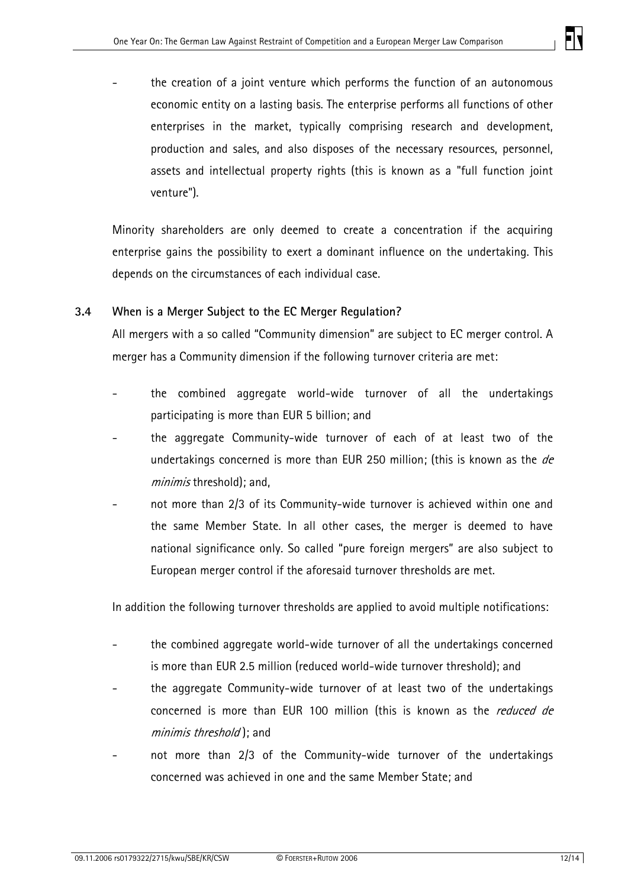- the creation of a joint venture which performs the function of an autonomous economic entity on a lasting basis. The enterprise performs all functions of other enterprises in the market, typically comprising research and development, production and sales, and also disposes of the necessary resources, personnel, assets and intellectual property rights (this is known as a "full function joint venture").

Minority shareholders are only deemed to create a concentration if the acquiring enterprise gains the possibility to exert a dominant influence on the undertaking. This depends on the circumstances of each individual case.

### 3.4 When is a Merger Subject to the EC Merger Regulation?

All mergers with a so called "Community dimension" are subject to EC merger control. A merger has a Community dimension if the following turnover criteria are met:

- the combined aggregate world-wide turnover of all the undertakings participating is more than EUR 5 billion; and
- the aggregate Community-wide turnover of each of at least two of the undertakings concerned is more than EUR 250 million; (this is known as the *de minimis* threshold); and,
- not more than 2/3 of its Community-wide turnover is achieved within one and the same Member State. In all other cases, the merger is deemed to have national significance only. So called "pure foreign mergers" are also subject to European merger control if the aforesaid turnover thresholds are met.

In addition the following turnover thresholds are applied to avoid multiple notifications:

- the combined aggregate world-wide turnover of all the undertakings concerned is more than EUR 2.5 million (reduced world-wide turnover threshold); and
- the aggregate Community-wide turnover of at least two of the undertakings concerned is more than EUR 100 million (this is known as the *reduced de minimis threshold*); and
- not more than 2/3 of the Community-wide turnover of the undertakings concerned was achieved in one and the same Member State; and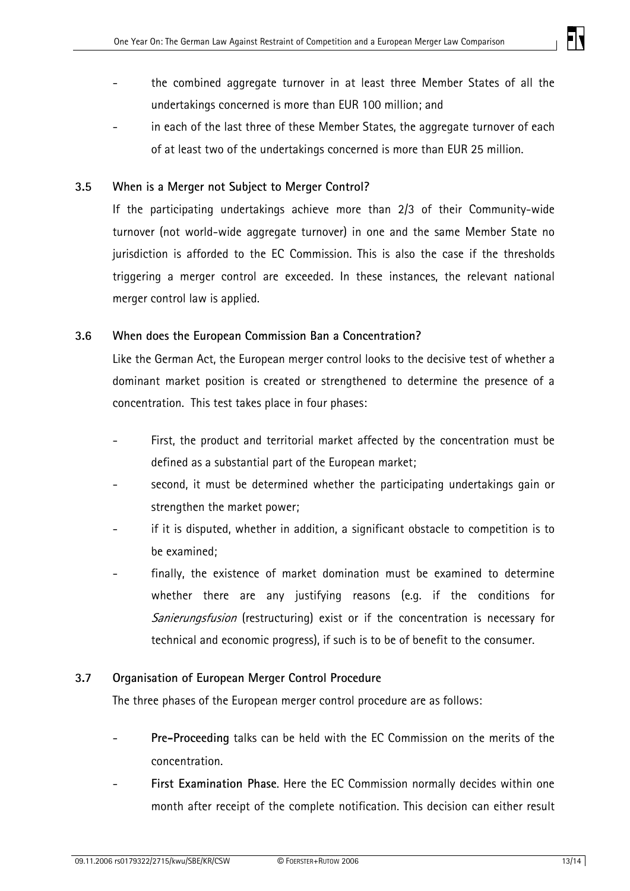- the combined aggregate turnover in at least three Member States of all the undertakings concerned is more than EUR 100 million; and
- in each of the last three of these Member States, the aggregate turnover of each of at least two of the undertakings concerned is more than EUR 25 million.

### 3.5 When is a Merger not Subject to Merger Control?

If the participating undertakings achieve more than 2/3 of their Community-wide turnover (not world-wide aggregate turnover) in one and the same Member State no jurisdiction is afforded to the EC Commission. This is also the case if the thresholds triggering a merger control are exceeded. In these instances, the relevant national merger control law is applied.

### 3.6 When does the European Commission Ban a Concentration?

Like the German Act, the European merger control looks to the decisive test of whether a dominant market position is created or strengthened to determine the presence of a concentration. This test takes place in four phases:

- First, the product and territorial market affected by the concentration must be defined as a substantial part of the European market;
- second, it must be determined whether the participating undertakings gain or strengthen the market power;
- if it is disputed, whether in addition, a significant obstacle to competition is to be examined;
- finally, the existence of market domination must be examined to determine whether there are any justifying reasons (e.g. if the conditions for *Sanierungsfusion* (restructuring) exist or if the concentration is necessary for technical and economic progress), if such is to be of benefit to the consumer.

### 3.7 Organisation of European Merger Control Procedure

The three phases of the European merger control procedure are as follows:

- **Pre-Proceeding** talks can be held with the EC Commission on the merits of the concentration.
- **First Examination Phase**. Here the EC Commission normally decides within one month after receipt of the complete notification. This decision can either result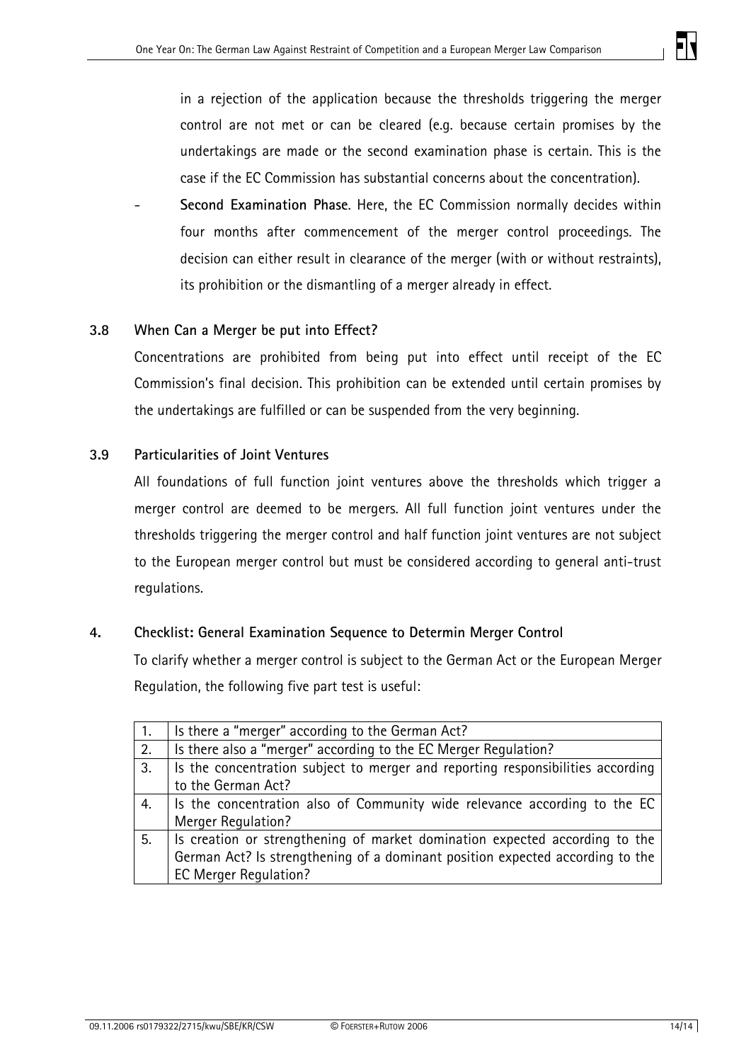in a rejection of the application because the thresholds triggering the merger control are not met or can be cleared (e.g. because certain promises by the undertakings are made or the second examination phase is certain. This is the case if the EC Commission has substantial concerns about the concentration).

- **Second Examination Phase**. Here, the EC Commission normally decides within four months after commencement of the merger control proceedings. The decision can either result in clearance of the merger (with or without restraints), its prohibition or the dismantling of a merger already in effect.

### 3.8 When Can a Merger be put into Effect?

Concentrations are prohibited from being put into effect until receipt of the EC Commission's final decision. This prohibition can be extended until certain promises by the undertakings are fulfilled or can be suspended from the very beginning.

### 3.9 Particularities of Joint Ventures

All foundations of full function joint ventures above the thresholds which trigger a merger control are deemed to be mergers. All full function joint ventures under the thresholds triggering the merger control and half function joint ventures are not subject to the European merger control but must be considered according to general anti-trust regulations.

## 4. Checklist: General Examination Sequence to Determin Merger Control

To clarify whether a merger control is subject to the German Act or the European Merger Regulation, the following five part test is useful:

| | |
|---|---|
| 1. | Is there a "merger" according to the German Act? |
| 2. | Is there also a "merger" according to the EC Merger Regulation? |
| 3. | Is the concentration subject to merger and reporting responsibilities according to the German Act? |
| 4. | Is the concentration also of Community wide relevance according to the EC Merger Regulation? |
| 5. | Is creation or strengthening of market domination expected according to the German Act? Is strengthening of a dominant position expected according to the EC Merger Regulation? |